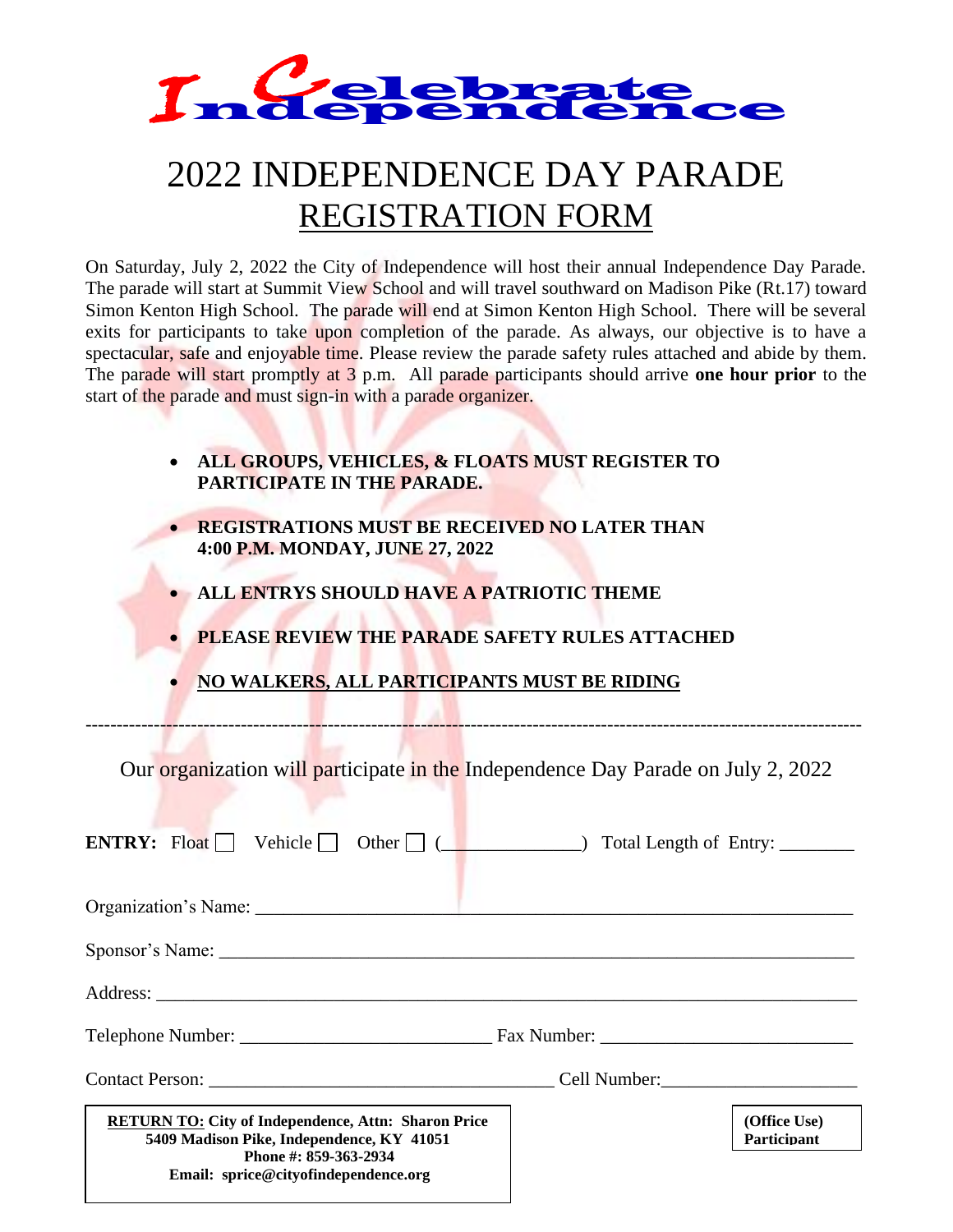**Celebrate Independence**

# 2022 INDEPENDENCE DAY PARADE

## REGISTRATION FORM

On Saturday, July 2, 2022 the City of Independence will host their annual Independence Day Parade. The parade will start at Summit View School and will travel southward on Madison Pike (Rt.17) toward Simon Kenton High School. The parade will end at Simon Kenton High School. There will be several exits for participants to take upon completion of the parade. As always, our objective is to have a spectacular, safe and enjoyable time. Please review the parade safety rules attached and abide by them. The parade will start promptly at 3 p.m. All parade participants should arrive **one hour prior** to the start of the parade and must sign-in with a parade organizer.

- **ALL GROUPS, VEHICLES, & FLOATS MUST REGISTER TO PARTICIPATE IN THE PARADE.**
- **REGISTRATIONS MUST BE RECEIVED NO LATER THAN 4:00 P.M. MONDAY, JUNE 27, 2022**
- **ALL ENTRYS SHOULD HAVE A PATRIOTIC THEME**
- **PLEASE REVIEW THE PARADE SAFETY RULES ATTACHED**
- <u>**NO WALKERS, ALL PARTICIPANTS MUST BE RIDING**</u>

---

Our organization will participate in the Independence Day Parade on July 2, 2022

**ENTRY:** Float ☐ Vehicle ☐ Other ☐ (______________) Total Length of Entry: ________

Organization's Name: ______________________________________________________________

Sponsor's Name: __________________________________________________________________

Address: _________________________________________________________________________

Telephone Number: __________________________ Fax Number: __________________________

Contact Person: ____________________________________ Cell Number:_____________________

**RETURN TO: City of Independence, Attn: Sharon Price**
**5409 Madison Pike, Independence, KY 41051**
**Phone #: 859-363-2934**
**Email: sprice@cityofindependence.org**

**(Office Use)**
**Participant**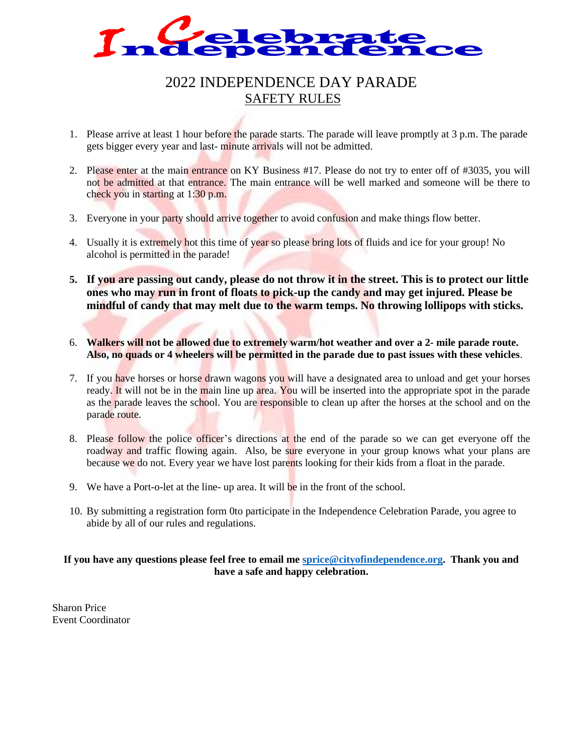# ICelebrate Independence

## 2022 INDEPENDENCE DAY PARADE
## SAFETY RULES

1. Please arrive at least 1 hour before the parade starts. The parade will leave promptly at 3 p.m. The parade gets bigger every year and last- minute arrivals will not be admitted.

2. Please enter at the main entrance on KY Business #17. Please do not try to enter off of #3035, you will not be admitted at that entrance. The main entrance will be well marked and someone will be there to check you in starting at 1:30 p.m.

3. Everyone in your party should arrive together to avoid confusion and make things flow better.

4. Usually it is extremely hot this time of year so please bring lots of fluids and ice for your group! No alcohol is permitted in the parade!

5. **If you are passing out candy, please do not throw it in the street. This is to protect our little ones who may run in front of floats to pick-up the candy and may get injured. Please be mindful of candy that may melt due to the warm temps. No throwing lollipops with sticks.**

6. **Walkers will not be allowed due to extremely warm/hot weather and over a 2- mile parade route. Also, no quads or 4 wheelers will be permitted in the parade due to past issues with these vehicles**.

7. If you have horses or horse drawn wagons you will have a designated area to unload and get your horses ready. It will not be in the main line up area. You will be inserted into the appropriate spot in the parade as the parade leaves the school. You are responsible to clean up after the horses at the school and on the parade route.

8. Please follow the police officer's directions at the end of the parade so we can get everyone off the roadway and traffic flowing again. Also, be sure everyone in your group knows what your plans are because we do not. Every year we have lost parents looking for their kids from a float in the parade.

9. We have a Port-o-let at the line- up area. It will be in the front of the school.

10. By submitting a registration form 0to participate in the Independence Celebration Parade, you agree to abide by all of our rules and regulations.

**If you have questions please feel free to email me [sprice@cityofindependence.org](mailto:sprice@cityofindependence.org). Thank you and have a safe and happy celebration.**

Sharon Price
Event Coordinator